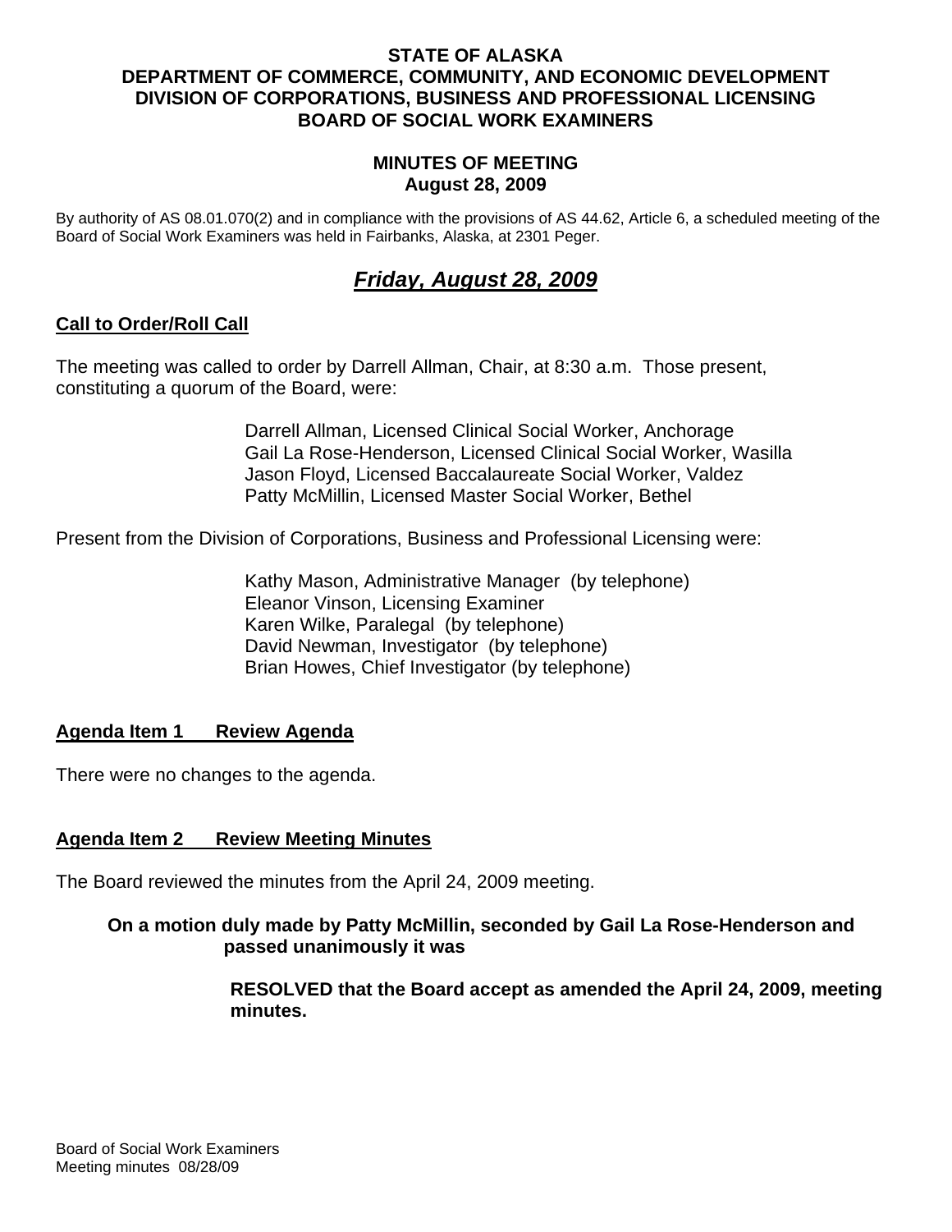**STATE OF ALASKA**
**DEPARTMENT OF COMMERCE, COMMUNITY, AND ECONOMIC DEVELOPMENT**
**DIVISION OF CORPORATIONS, BUSINESS AND PROFESSIONAL LICENSING**
**BOARD OF SOCIAL WORK EXAMINERS**

**MINUTES OF MEETING**
**August 28, 2009**

By authority of AS 08.01.070(2) and in compliance with the provisions of AS 44.62, Article 6, a scheduled meeting of the Board of Social Work Examiners was held in Fairbanks, Alaska, at 2301 Peger.

# *Friday, August 28, 2009*

## Call to Order/Roll Call

The meeting was called to order by Darrell Allman, Chair, at 8:30 a.m. Those present, constituting a quorum of the Board, were:

Darrell Allman, Licensed Clinical Social Worker, Anchorage
Gail La Rose-Henderson, Licensed Clinical Social Worker, Wasilla
Jason Floyd, Licensed Baccalaureate Social Worker, Valdez
Patty McMillin, Licensed Master Social Worker, Bethel

Present from the Division of Corporations, Business and Professional Licensing were:

Kathy Mason, Administrative Manager (by telephone)
Eleanor Vinson, Licensing Examiner
Karen Wilke, Paralegal (by telephone)
David Newman, Investigator (by telephone)
Brian Howes, Chief Investigator (by telephone)

## Agenda Item 1 Review Agenda

There were no changes to the agenda.

## Agenda Item 2 Review Meeting Minutes

The Board reviewed the minutes from the April 24, 2009 meeting.

**On a motion duly made by Patty McMillin, seconded by Gail La Rose-Henderson and passed unanimously it was**

**RESOLVED that the Board accept as amended the April 24, 2009, meeting minutes.**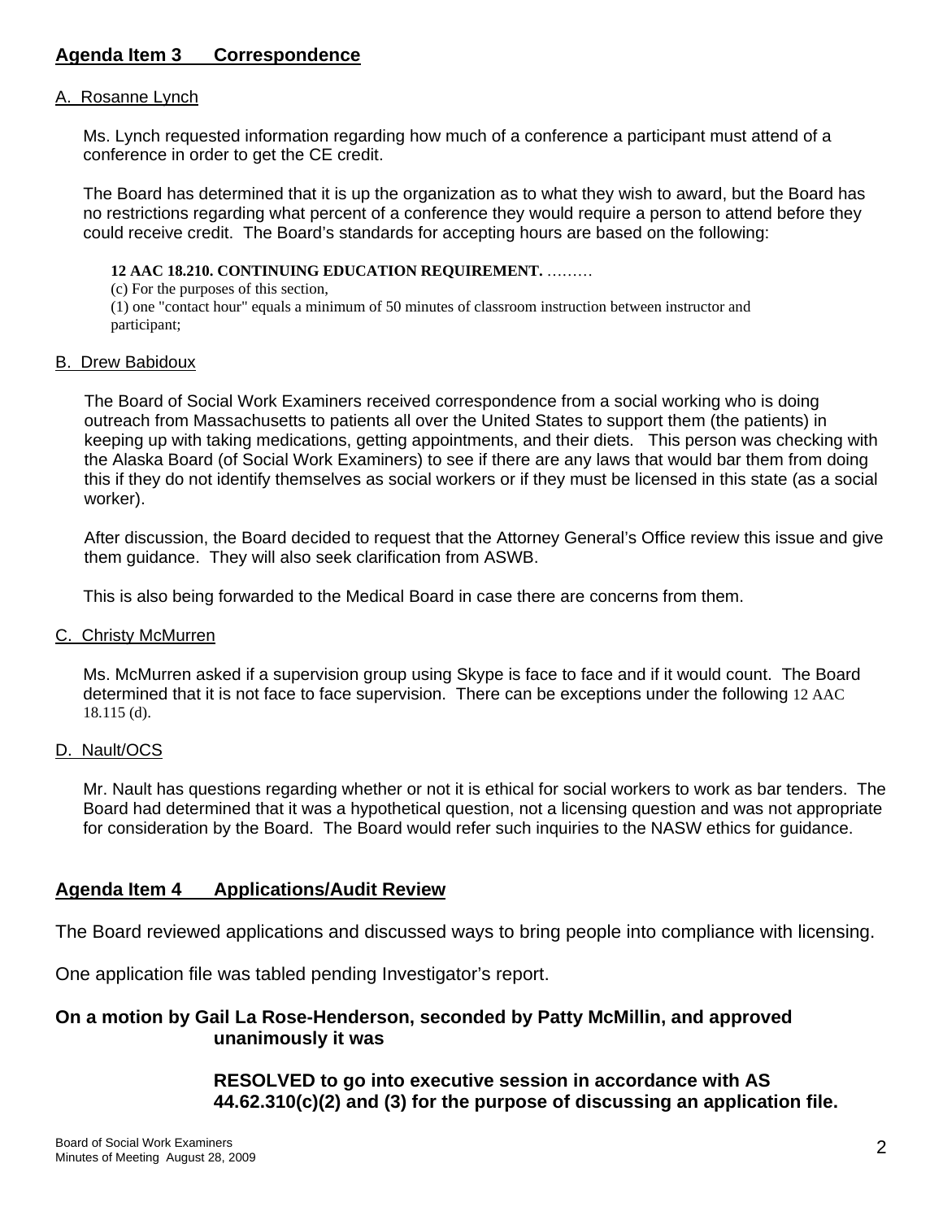## Agenda Item 3 Correspondence

### A. Rosanne Lynch

Ms. Lynch requested information regarding how much of a conference a participant must attend of a conference in order to get the CE credit.

The Board has determined that it is up the organization as to what they wish to award, but the Board has no restrictions regarding what percent of a conference they would require a person to attend before they could receive credit. The Board's standards for accepting hours are based on the following:

> **12 AAC 18.210. CONTINUING EDUCATION REQUIREMENT.** ………
> (c) For the purposes of this section,
> (1) one "contact hour" equals a minimum of 50 minutes of classroom instruction between instructor and participant;

### B. Drew Babidoux

The Board of Social Work Examiners received correspondence from a social working who is doing outreach from Massachusetts to patients all over the United States to support them (the patients) in keeping up with taking medications, getting appointments, and their diets. This person was checking with the Alaska Board (of Social Work Examiners) to see if there are any laws that would bar them from doing this if they do not identify themselves as social workers or if they must be licensed in this state (as a social worker).

After discussion, the Board decided to request that the Attorney General's Office review this issue and give them guidance. They will also seek clarification from ASWB.

This is also being forwarded to the Medical Board in case there are concerns from them.

### C. Christy McMurren

Ms. McMurren asked if a supervision group using Skype is face to face and if it would count. The Board determined that it is not face to face supervision. There can be exceptions under the following 12 AAC 18.115 (d).

### D. Nault/OCS

Mr. Nault has questions regarding whether or not it is ethical for social workers to work as bar tenders. The Board had determined that it was a hypothetical question, not a licensing question and was not appropriate for consideration by the Board. The Board would refer such inquiries to the NASW ethics for guidance.

## Agenda Item 4 Applications/Audit Review

The Board reviewed applications and discussed ways to bring people into compliance with licensing.

One application file was tabled pending Investigator's report.

**On a motion by Gail La Rose-Henderson, seconded by Patty McMillin, and approved unanimously it was**

**RESOLVED to go into executive session in accordance with AS 44.62.310(c)(2) and (3) for the purpose of discussing an application file.**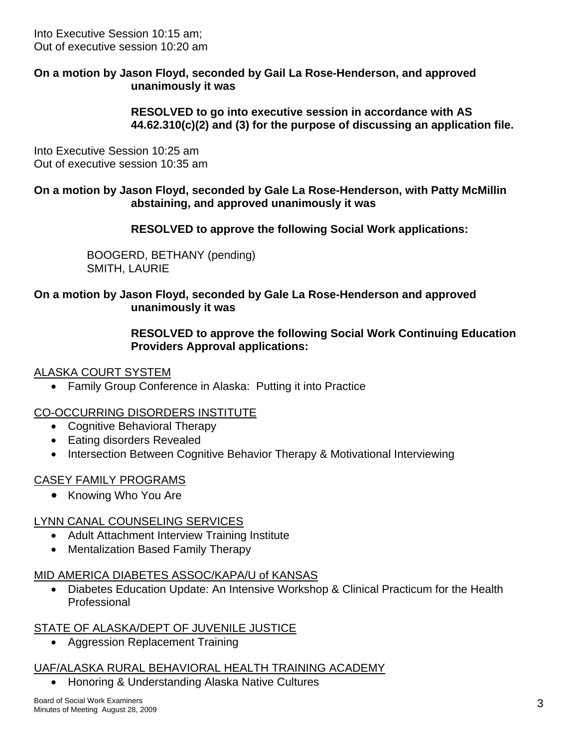Into Executive Session 10:15 am;
Out of executive session 10:20 am

**On a motion by Jason Floyd, seconded by Gail La Rose-Henderson, and approved unanimously it was**

> **RESOLVED to go into executive session in accordance with AS 44.62.310(c)(2) and (3) for the purpose of discussing an application file.**

Into Executive Session 10:25 am
Out of executive session 10:35 am

**On a motion by Jason Floyd, seconded by Gale La Rose-Henderson, with Patty McMillin abstaining, and approved unanimously it was**

> **RESOLVED to approve the following Social Work applications:**

BOOGERD, BETHANY (pending)
SMITH, LAURIE

**On a motion by Jason Floyd, seconded by Gale La Rose-Henderson and approved unanimously it was**

> **RESOLVED to approve the following Social Work Continuing Education Providers Approval applications:**

<u>ALASKA COURT SYSTEM</u>

- Family Group Conference in Alaska: Putting it into Practice

<u>CO-OCCURRING DISORDERS INSTITUTE</u>

- Cognitive Behavioral Therapy
- Eating disorders Revealed
- Intersection Between Cognitive Behavior Therapy & Motivational Interviewing

<u>CASEY FAMILY PROGRAMS</u>

- Knowing Who You Are

<u>LYNN CANAL COUNSELING SERVICES</u>

- Adult Attachment Interview Training Institute
- Mentalization Based Family Therapy

<u>MID AMERICA DIABETES ASSOC/KAPA/U of KANSAS</u>

- Diabetes Education Update: An Intensive Workshop & Clinical Practicum for the Health Professional

<u>STATE OF ALASKA/DEPT OF JUVENILE JUSTICE</u>

- Aggression Replacement Training

<u>UAF/ALASKA RURAL BEHAVIORAL HEALTH TRAINING ACADEMY</u>

- Honoring & Understanding Alaska Native Cultures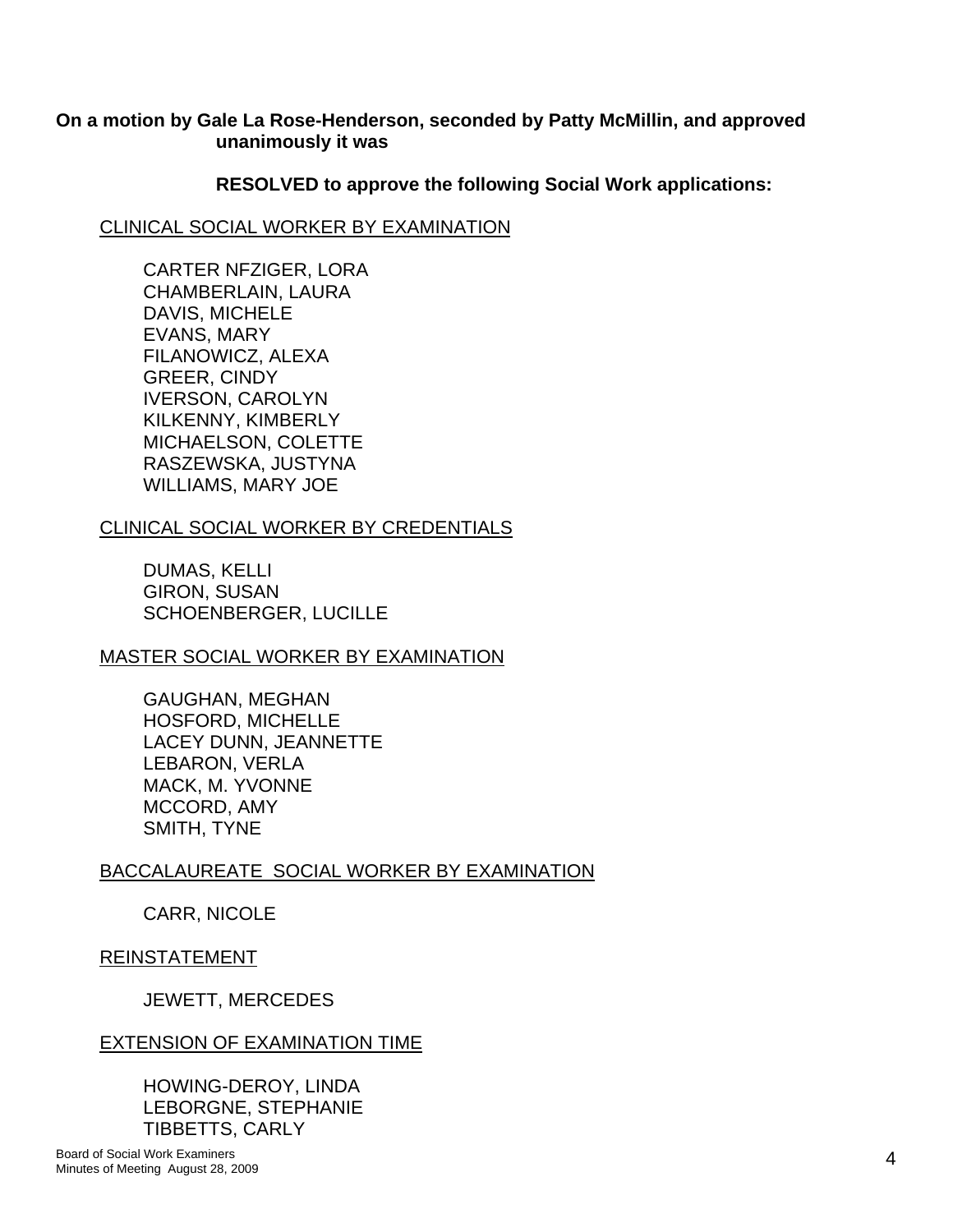**On a motion by Gale La Rose-Henderson, seconded by Patty McMillin, and approved unanimously it was**

**RESOLVED to approve the following Social Work applications:**

<u>CLINICAL SOCIAL WORKER BY EXAMINATION</u>

CARTER NFZIGER, LORA
CHAMBERLAIN, LAURA
DAVIS, MICHELE
EVANS, MARY
FILANOWICZ, ALEXA
GREER, CINDY
IVERSON, CAROLYN
KILKENNY, KIMBERLY
MICHAELSON, COLETTE
RASZEWSKA, JUSTYNA
WILLIAMS, MARY JOE

<u>CLINICAL SOCIAL WORKER BY CREDENTIALS</u>

DUMAS, KELLI
GIRON, SUSAN
SCHOENBERGER, LUCILLE

<u>MASTER SOCIAL WORKER BY EXAMINATION</u>

GAUGHAN, MEGHAN
HOSFORD, MICHELLE
LACEY DUNN, JEANNETTE
LEBARON, VERLA
MACK, M. YVONNE
MCCORD, AMY
SMITH, TYNE

<u>BACCALAUREATE SOCIAL WORKER BY EXAMINATION</u>

CARR, NICOLE

<u>REINSTATEMENT</u>

JEWETT, MERCEDES

<u>EXTENSION OF EXAMINATION TIME</u>

HOWING-DEROY, LINDA
LEBORGNE, STEPHANIE
TIBBETTS, CARLY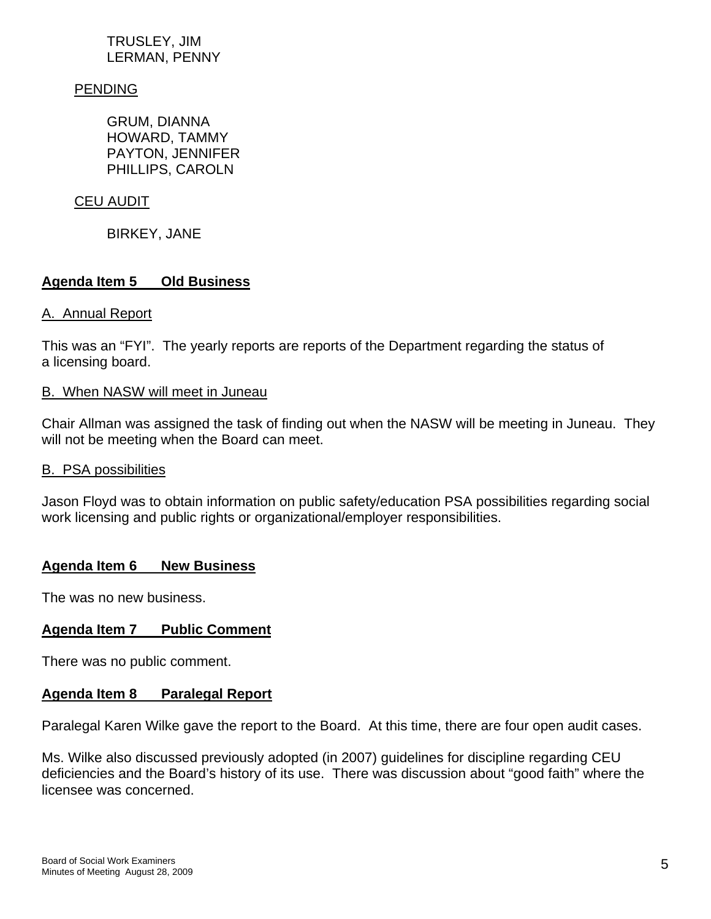TRUSLEY, JIM
LERMAN, PENNY

PENDING

GRUM, DIANNA
HOWARD, TAMMY
PAYTON, JENNIFER
PHILLIPS, CAROLN

CEU AUDIT

BIRKEY, JANE

**Agenda Item 5 Old Business**

A. Annual Report

This was an "FYI". The yearly reports are reports of the Department regarding the status of a licensing board.

B. When NASW will meet in Juneau

Chair Allman was assigned the task of finding out when the NASW will be meeting in Juneau. They will not be meeting when the Board can meet.

B. PSA possibilities

Jason Floyd was to obtain information on public safety/education PSA possibilities regarding social work licensing and public rights or organizational/employer responsibilities.

**Agenda Item 6 New Business**

The was no new business.

**Agenda Item 7 Public Comment**

There was no public comment.

**Agenda Item 8 Paralegal Report**

Paralegal Karen Wilke gave the report to the Board. At this time, there are four open audit cases.

Ms. Wilke also discussed previously adopted (in 2007) guidelines for discipline regarding CEU deficiencies and the Board's history of its use. There was discussion about "good faith" where the licensee was concerned.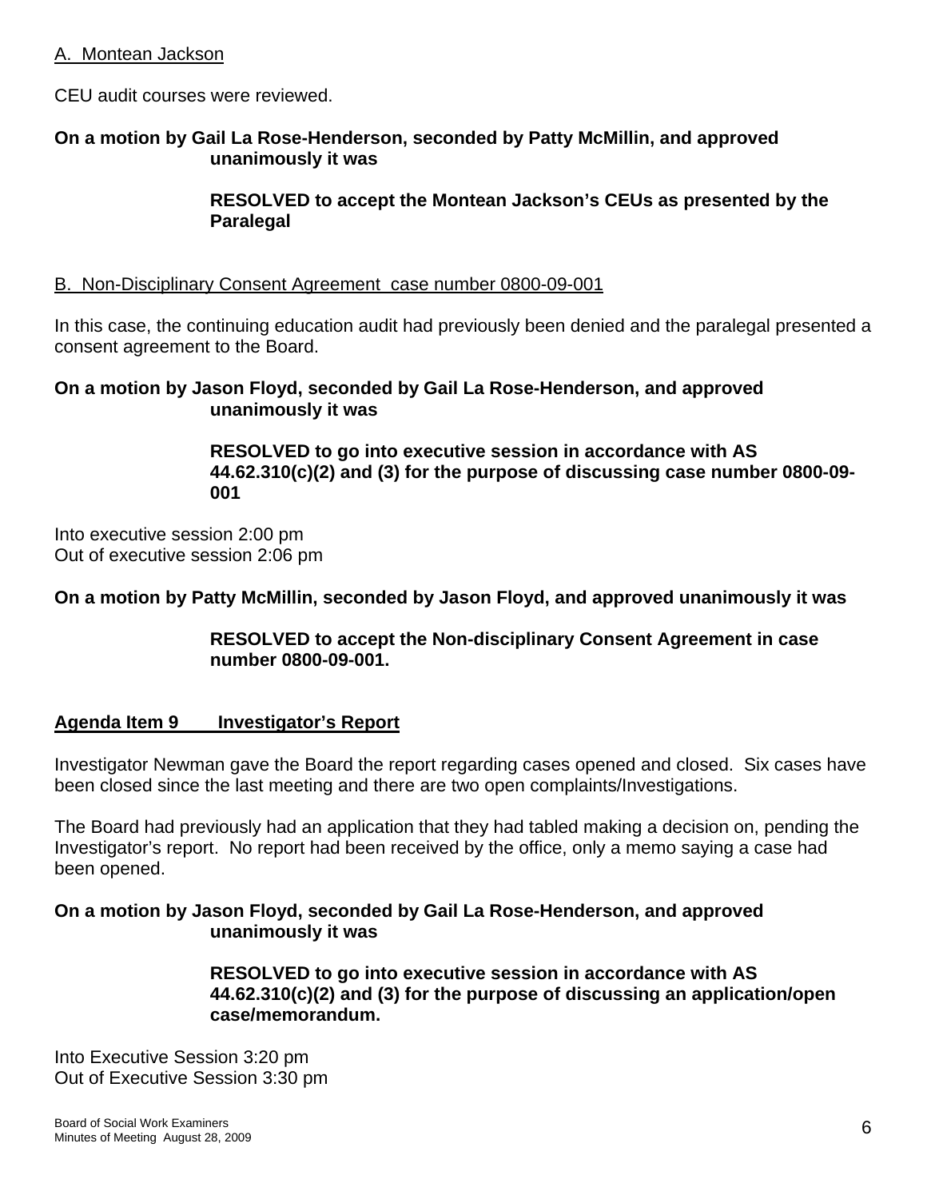A. Montean Jackson

CEU audit courses were reviewed.

**On a motion by Gail La Rose-Henderson, seconded by Patty McMillin, and approved unanimously it was**

> **RESOLVED to accept the Montean Jackson's CEUs as presented by the Paralegal**

B. Non-Disciplinary Consent Agreement case number 0800-09-001

In this case, the continuing education audit had previously been denied and the paralegal presented a consent agreement to the Board.

**On a motion by Jason Floyd, seconded by Gail La Rose-Henderson, and approved unanimously it was**

> **RESOLVED to go into executive session in accordance with AS 44.62.310(c)(2) and (3) for the purpose of discussing case number 0800-09-001**

Into executive session 2:00 pm
Out of executive session 2:06 pm

**On a motion by Patty McMillin, seconded by Jason Floyd, and approved unanimously it was**

> **RESOLVED to accept the Non-disciplinary Consent Agreement in case number 0800-09-001.**

## Agenda Item 9 Investigator's Report

Investigator Newman gave the Board the report regarding cases opened and closed. Six cases have been closed since the last meeting and there are two open complaints/Investigations.

The Board had previously had an application that they had tabled making a decision on, pending the Investigator's report. No report had been received by the office, only a memo saying a case had been opened.

**On a motion by Jason Floyd, seconded by Gail La Rose-Henderson, and approved unanimously it was**

> **RESOLVED to go into executive session in accordance with AS 44.62.310(c)(2) and (3) for the purpose of discussing an application/open case/memorandum.**

Into Executive Session 3:20 pm
Out of Executive Session 3:30 pm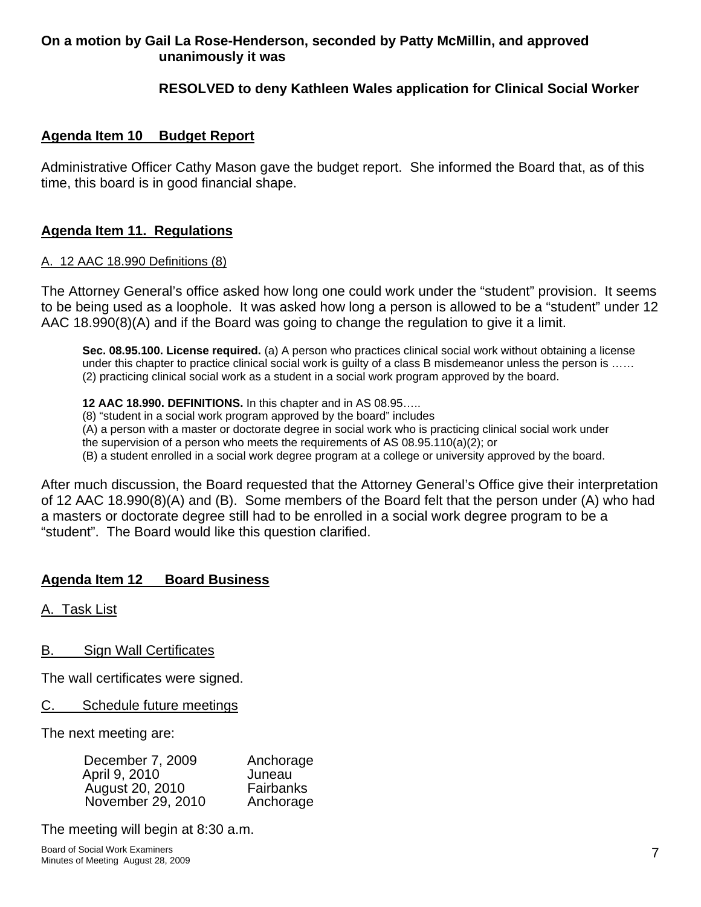**On a motion by Gail La Rose-Henderson, seconded by Patty McMillin, and approved unanimously it was**

**RESOLVED to deny Kathleen Wales application for Clinical Social Worker**

## Agenda Item 10 Budget Report

Administrative Officer Cathy Mason gave the budget report. She informed the Board that, as of this time, this board is in good financial shape.

## Agenda Item 11. Regulations

A. 12 AAC 18.990 Definitions (8)

The Attorney General's office asked how long one could work under the "student" provision. It seems to be being used as a loophole. It was asked how long a person is allowed to be a "student" under 12 AAC 18.990(8)(A) and if the Board was going to change the regulation to give it a limit.

> **Sec. 08.95.100. License required.** (a) A person who practices clinical social work without obtaining a license under this chapter to practice clinical social work is guilty of a class B misdemeanor unless the person is ……
> (2) practicing clinical social work as a student in a social work program approved by the board.
>
> **12 AAC 18.990. DEFINITIONS.** In this chapter and in AS 08.95…..
> (8) "student in a social work program approved by the board" includes
> (A) a person with a master or doctorate degree in social work who is practicing clinical social work under the supervision of a person who meets the requirements of AS 08.95.110(a)(2); or
> (B) a student enrolled in a social work degree program at a college or university approved by the board.

After much discussion, the Board requested that the Attorney General's Office give their interpretation of 12 AAC 18.990(8)(A) and (B). Some members of the Board felt that the person under (A) who had a masters or doctorate degree still had to be enrolled in a social work degree program to be a "student". The Board would like this question clarified.

## Agenda Item 12 Board Business

A. Task List

B. Sign Wall Certificates

The wall certificates were signed.

C. Schedule future meetings

The next meeting are:

| | |
|---|---|
| December 7, 2009 | Anchorage |
| April 9, 2010 | Juneau |
| August 20, 2010 | Fairbanks |
| November 29, 2010 | Anchorage |

The meeting will begin at 8:30 a.m.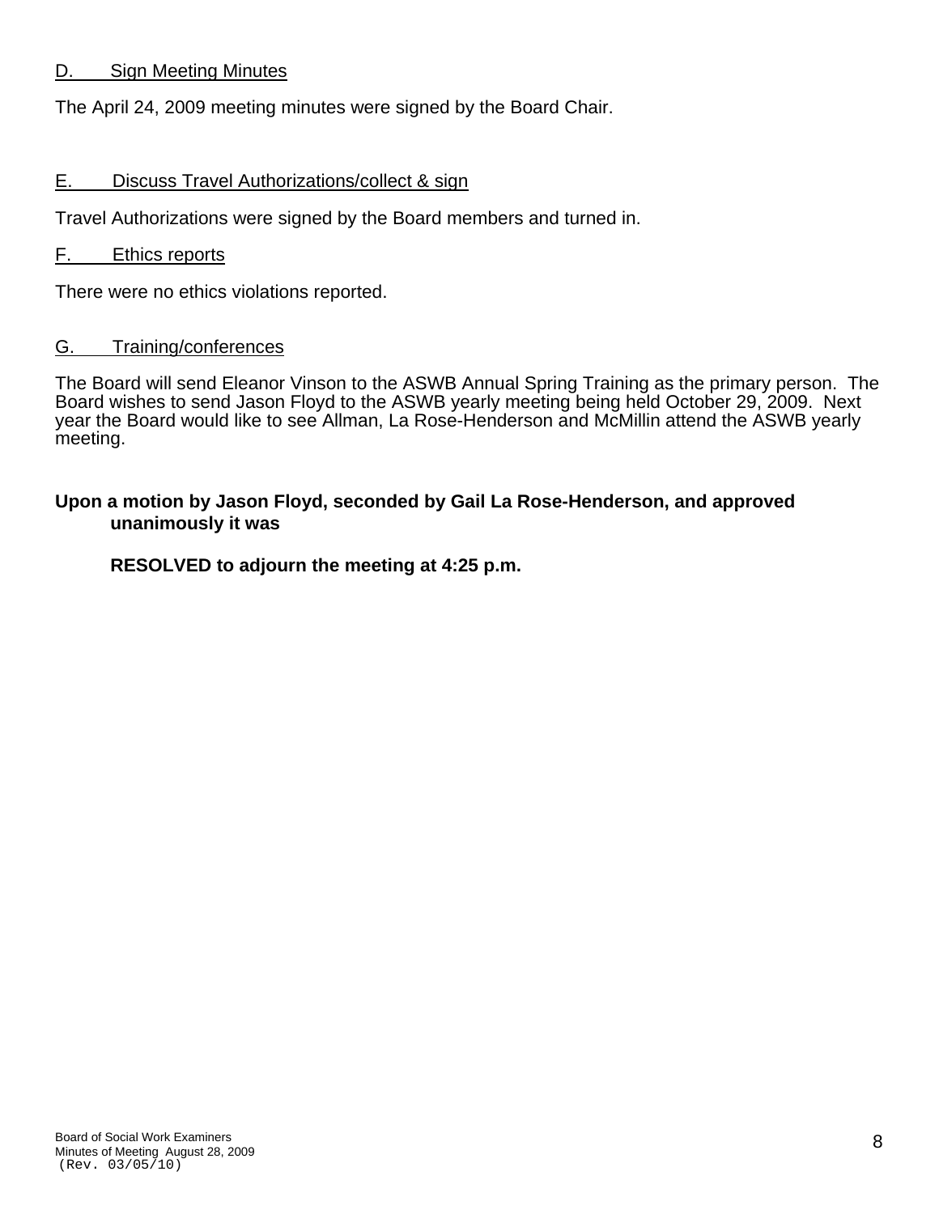D. Sign Meeting Minutes

The April 24, 2009 meeting minutes were signed by the Board Chair.

E. Discuss Travel Authorizations/collect & sign

Travel Authorizations were signed by the Board members and turned in.

F. Ethics reports

There were no ethics violations reported.

G. Training/conferences

The Board will send Eleanor Vinson to the ASWB Annual Spring Training as the primary person. The Board wishes to send Jason Floyd to the ASWB yearly meeting being held October 29, 2009. Next year the Board would like to see Allman, La Rose-Henderson and McMillin attend the ASWB yearly meeting.

**Upon a motion by Jason Floyd, seconded by Gail La Rose-Henderson, and approved unanimously it was**

**RESOLVED to adjourn the meeting at 4:25 p.m.**